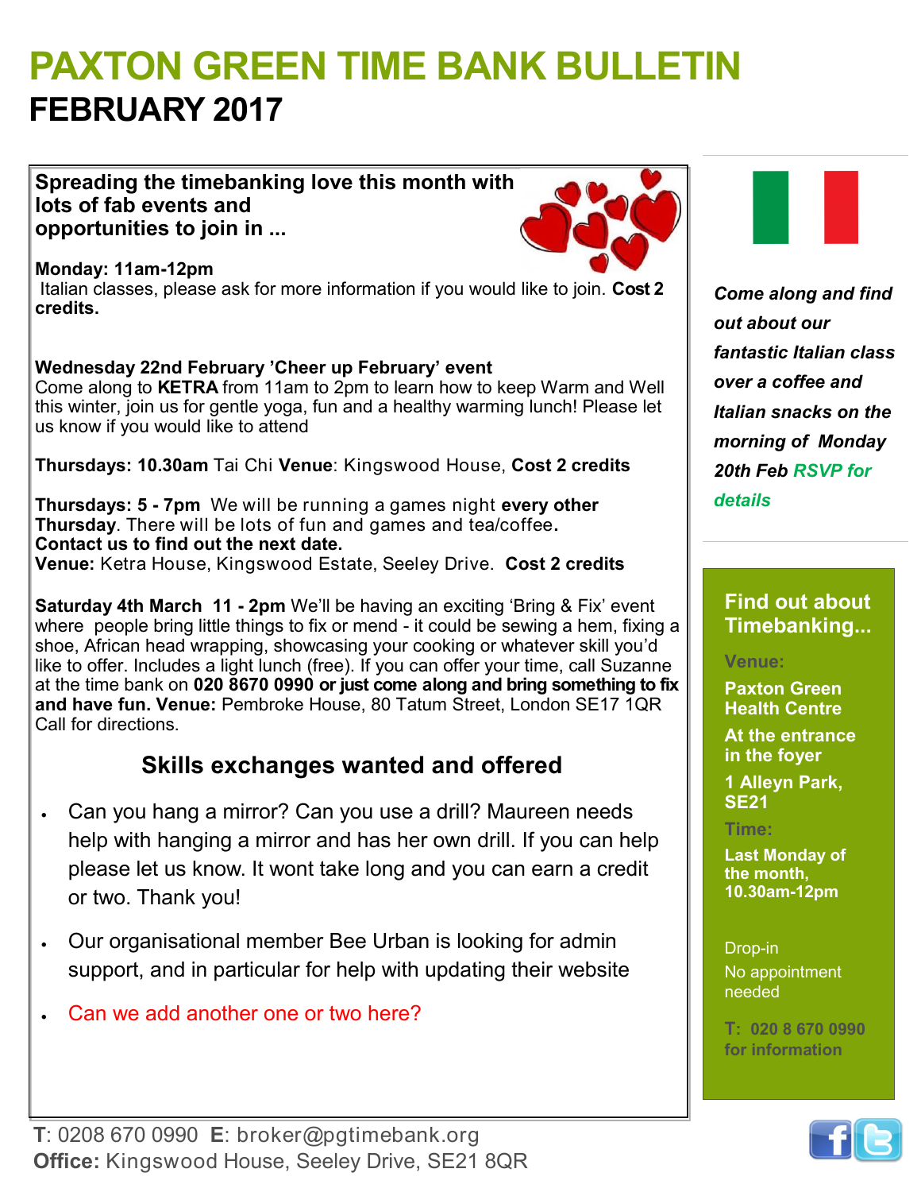# PAXTON GREEN TIME BANK BULLETIN

## FEBRUARY 2017

**Spreading the timebanking love this month with lots of fab events and opportunities to join in ...**

**Monday: 11am-12pm**
Italian classes, please ask for more information if you would like to join. **Cost 2 credits.**

**Wednesday 22nd February 'Cheer up February' event**
Come along to **KETRA** from 11am to 2pm to learn how to keep Warm and Well this winter, join us for gentle yoga, fun and a healthy warming lunch! Please let us know if you would like to attend

**Thursdays: 10.30am** Tai Chi **Venue**: Kingswood House, **Cost 2 credits**

**Thursdays: 5 - 7pm** We will be running a games night **every other Thursday**. There will be lots of fun and games and tea/coffee**.**
**Contact us to find out the next date.**
**Venue:** Ketra House, Kingswood Estate, Seeley Drive. **Cost 2 credits**

**Saturday 4th March 11 - 2pm** We'll be having an exciting 'Bring & Fix' event where people bring little things to fix or mend - it could be sewing a hem, fixing a shoe, African head wrapping, showcasing your cooking or whatever skill you'd like to offer. Includes a light lunch (free). If you can offer your time, call Suzanne at the time bank on **020 8670 0990 or just come along and bring something to fix and have fun. Venue:** Pembroke House, 80 Tatum Street, London SE17 1QR Call for directions.

### Skills exchanges wanted and offered

- Can you hang a mirror? Can you use a drill? Maureen needs help with hanging a mirror and has her own drill. If you can help please let us know. It wont take long and you can earn a credit or two. Thank you!
- Our organisational member Bee Urban is looking for admin support, and in particular for help with updating their website
- Can we add another one or two here?

***Come along and find out about our fantastic Italian class over a coffee and Italian snacks on the morning of Monday 20th Feb RSVP for details***

### Find out about Timebanking...

**Venue:**

**Paxton Green Health Centre**

**At the entrance in the foyer**

**1 Alleyn Park, SE21**

**Time:**

**Last Monday of the month, 10.30am-12pm**

Drop-in
No appointment needed

**T: 020 8 670 0990 for information**

**T**: 0208 670 0990 **E**: broker@pgtimebank.org
**Office:** Kingswood House, Seeley Drive, SE21 8QR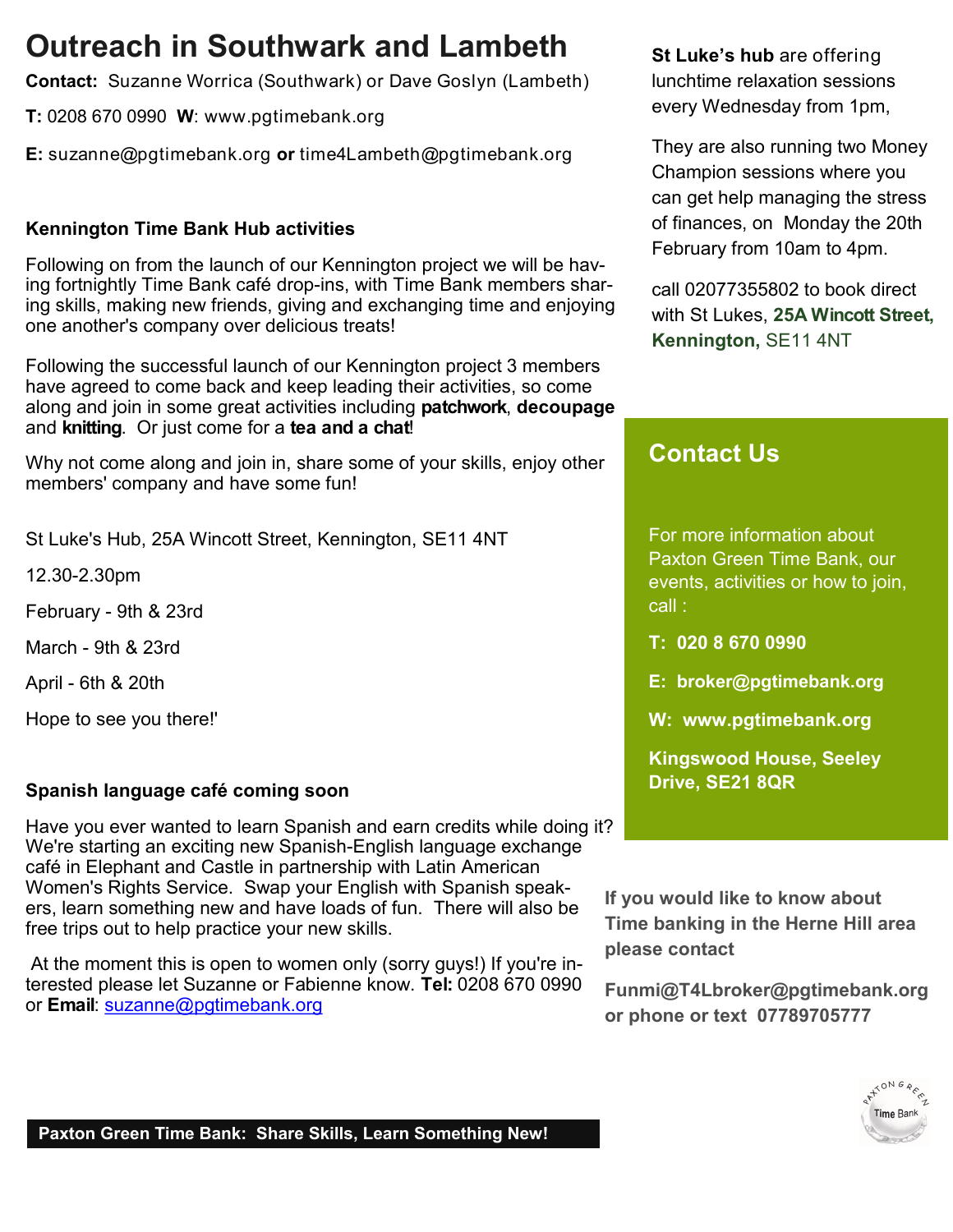# Outreach in Southwark and Lambeth

**Contact:** Suzanne Worrica (Southwark) or Dave Goslyn (Lambeth)

**T:** 0208 670 0990 **W**: www.pgtimebank.org

**E:** suzanne@pgtimebank.org **or** time4Lambeth@pgtimebank.org

### Kennington Time Bank Hub activities

Following on from the launch of our Kennington project we will be having fortnightly Time Bank café drop-ins, with Time Bank members sharing skills, making new friends, giving and exchanging time and enjoying one another's company over delicious treats!

Following the successful launch of our Kennington project 3 members have agreed to come back and keep leading their activities, so come along and join in some great activities including **patchwork**, **decoupage** and **knitting**. Or just come for a **tea and a chat**!

Why not come along and join in, share some of your skills, enjoy other members' company and have some fun!

St Luke's Hub, 25A Wincott Street, Kennington, SE11 4NT

12.30-2.30pm

February - 9th & 23rd

March - 9th & 23rd

April - 6th & 20th

Hope to see you there!'

### Spanish language café coming soon

Have you ever wanted to learn Spanish and earn credits while doing it? We're starting an exciting new Spanish-English language exchange café in Elephant and Castle in partnership with Latin American Women's Rights Service. Swap your English with Spanish speakers, learn something new and have loads of fun. There will also be free trips out to help practice your new skills.

At the moment this is open to women only (sorry guys!) If you're interested please let Suzanne or Fabienne know. **Tel:** 0208 670 0990 or **Email**: suzanne@pgtimebank.org

**St Luke's hub** are offering lunchtime relaxation sessions every Wednesday from 1pm,

They are also running two Money Champion sessions where you can get help managing the stress of finances, on Monday the 20th February from 10am to 4pm.

call 02077355802 to book direct with St Lukes, **25A Wincott Street, Kennington,** SE11 4NT

## Contact Us

For more information about Paxton Green Time Bank, our events, activities or how to join, call :

**T: 020 8 670 0990**

**E: broker@pgtimebank.org**

**W: www.pgtimebank.org**

**Kingswood House, Seeley Drive, SE21 8QR**

**If you would like to know about Time banking in the Herne Hill area please contact**

**Funmi@T4Lbroker@pgtimebank.org or phone or text 07789705777**

**Paxton Green Time Bank: Share Skills, Learn Something New!**